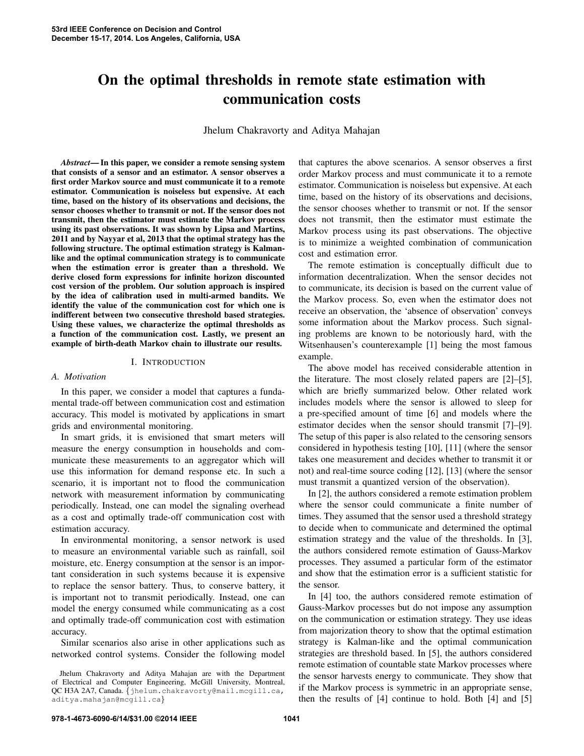# On the optimal thresholds in remote state estimation with communication costs

Jhelum Chakravorty and Aditya Mahajan

***Abstract*— In this paper, we consider a remote sensing system that consists of a sensor and an estimator. A sensor observes a first order Markov source and must communicate it to a remote estimator. Communication is noiseless but expensive. At each time, based on the history of its observations and decisions, the sensor chooses whether to transmit or not. If the sensor does not transmit, then the estimator must estimate the Markov process using its past observations. It was shown by Lipsa and Martins, 2011 and by Nayyar et al, 2013 that the optimal strategy has the following structure. The optimal estimation strategy is Kalman-like and the optimal communication strategy is to communicate when the estimation error is greater than a threshold. We derive closed form expressions for infinite horizon discounted cost version of the problem. Our solution approach is inspired by the idea of calibration used in multi-armed bandits. We identify the value of the communication cost for which one is indifferent between two consecutive threshold based strategies. Using these values, we characterize the optimal thresholds as a function of the communication cost. Lastly, we present an example of birth-death Markov chain to illustrate our results.**

## I. Introduction

### A. Motivation

In this paper, we consider a model that captures a fundamental trade-off between communication cost and estimation accuracy. This model is motivated by applications in smart grids and environmental monitoring.

In smart grids, it is envisioned that smart meters will measure the energy consumption in households and communicate these measurements to an aggregator which will use this information for demand response etc. In such a scenario, it is important not to flood the communication network with measurement information by communicating periodically. Instead, one can model the signaling overhead as a cost and optimally trade-off communication cost with estimation accuracy.

In environmental monitoring, a sensor network is used to measure an environmental variable such as rainfall, soil moisture, etc. Energy consumption at the sensor is an important consideration in such systems because it is expensive to replace the sensor battery. Thus, to conserve battery, it is important not to transmit periodically. Instead, one can model the energy consumed while communicating as a cost and optimally trade-off communication cost with estimation accuracy.

Similar scenarios also arise in other applications such as networked control systems. Consider the following model that captures the above scenarios. A sensor observes a first order Markov process and must communicate it to a remote estimator. Communication is noiseless but expensive. At each time, based on the history of its observations and decisions, the sensor chooses whether to transmit or not. If the sensor does not transmit, then the estimator must estimate the Markov process using its past observations. The objective is to minimize a weighted combination of communication cost and estimation error.

The remote estimation is conceptually difficult due to information decentralization. When the sensor decides not to communicate, its decision is based on the current value of the Markov process. So, even when the estimator does not receive an observation, the 'absence of observation' conveys some information about the Markov process. Such signaling problems are known to be notoriously hard, with the Witsenhausen's counterexample [1] being the most famous example.

The above model has received considerable attention in the literature. The most closely related papers are [2]–[5], which are briefly summarized below. Other related work includes models where the sensor is allowed to sleep for a pre-specified amount of time [6] and models where the estimator decides when the sensor should transmit [7]–[9]. The setup of this paper is also related to the censoring sensors considered in hypothesis testing [10], [11] (where the sensor takes one measurement and decides whether to transmit it or not) and real-time source coding [12], [13] (where the sensor must transmit a quantized version of the observation).

In [2], the authors considered a remote estimation problem where the sensor could communicate a finite number of times. They assumed that the sensor used a threshold strategy to decide when to communicate and determined the optimal estimation strategy and the value of the thresholds. In [3], the authors considered remote estimation of Gauss-Markov processes. They assumed a particular form of the estimator and show that the estimation error is a sufficient statistic for the sensor.

In [4] too, the authors considered remote estimation of Gauss-Markov processes but do not impose any assumption on the communication or estimation strategy. They use ideas from majorization theory to show that the optimal estimation strategy is Kalman-like and the optimal communication strategies are threshold based. In [5], the authors considered remote estimation of countable state Markov processes where the sensor harvests energy to communicate. They show that if the Markov process is symmetric in an appropriate sense, then the results of [4] continue to hold. Both [4] and [5]

Jhelum Chakravorty and Aditya Mahajan are with the Department of Electrical and Computer Engineering, McGill University, Montreal, QC H3A 2A7, Canada. {jhelum.chakravorty@mail.mcgill.ca, aditya.mahajan@mcgill.ca}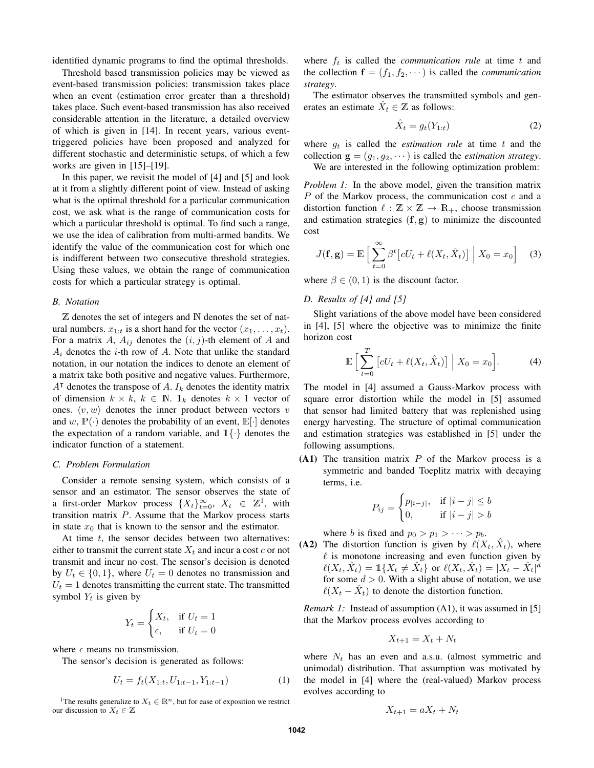identified dynamic programs to find the optimal thresholds.

Threshold based transmission policies may be viewed as event-based transmission policies: transmission takes place when an event (estimation error greater than a threshold) takes place. Such event-based transmission has also received considerable attention in the literature, a detailed overview of which is given in [14]. In recent years, various event-triggered policies have been proposed and analyzed for different stochastic and deterministic setups, of which a few works are given in [15]–[19].

In this paper, we revisit the model of [4] and [5] and look at it from a slightly different point of view. Instead of asking what is the optimal threshold for a particular communication cost, we ask what is the range of communication costs for which a particular threshold is optimal. To find such a range, we use the idea of calibration from multi-armed bandits. We identify the value of the communication cost for which one is indifferent between two consecutive threshold strategies. Using these values, we obtain the range of communication costs for which a particular strategy is optimal.

### B. Notation

$\mathbb{Z}$ denotes the set of integers and $\mathbb{N}$ denotes the set of natural numbers. $x_{1:t}$ is a short hand for the vector $(x_1, \dots, x_t)$. For a matrix $A$, $A_{ij}$ denotes the $(i, j)$-th element of $A$ and $A_i$ denotes the $i$-th row of $A$. Note that unlike the standard notation, in our notation the indices to denote an element of a matrix take both positive and negative values. Furthermore, $A^\intercal$ denotes the transpose of $A$. $I_k$ denotes the identity matrix of dimension $k \times k$, $k \in \mathbb{N}$. $\mathbf{1}_k$ denotes $k \times 1$ vector of ones. $\langle v, w \rangle$ denotes the inner product between vectors $v$ and $w$, $\mathbb{P}(\cdot)$ denotes the probability of an event, $\mathbb{E}[\cdot]$ denotes the expectation of a random variable, and $\mathbb{1}\{\cdot\}$ denotes the indicator function of a statement.

### C. Problem Formulation

Consider a remote sensing system, which consists of a sensor and an estimator. The sensor observes the state of a first-order Markov process $\{X_t\}_{t=0}^{\infty}$, $X_t \in \mathbb{Z}$[1], with transition matrix $P$. Assume that the Markov process starts in state $x_0$ that is known to the sensor and the estimator.

At time $t$, the sensor decides between two alternatives: either to transmit the current state $X_t$ and incur a cost $c$ or not transmit and incur no cost. The sensor's decision is denoted by $U_t \in \{0, 1\}$, where $U_t = 0$ denotes no transmission and $U_t = 1$ denotes transmitting the current state. The transmitted symbol $Y_t$ is given by

$$Y_t = \begin{cases} X_t, & \text{if } U_t = 1 \\ \epsilon, & \text{if } U_t = 0 \end{cases}$$

where $\epsilon$ means no transmission.

The sensor's decision is generated as follows:

$$U_t = f_t(X_{1:t}, U_{1:t-1}, Y_{1:t-1}) \tag{1}$$

[1] The results generalize to $X_t \in \mathbb{R}^n$, but for ease of exposition we restrict our discussion to $X_t \in \mathbb{Z}$

where $f_t$ is called the *communication rule* at time $t$ and the collection $\mathbf{f} = (f_1, f_2, \cdots)$ is called the *communication strategy*.

The estimator observes the transmitted symbols and generates an estimate $\hat{X}_t \in \mathbb{Z}$ as follows:

$$\hat{X}_t = g_t(Y_{1:t}) \tag{2}$$

where $g_t$ is called the *estimation rule* at time $t$ and the collection $\mathbf{g} = (g_1, g_2, \cdots)$ is called the *estimation strategy*.

We are interested in the following optimization problem:

*Problem 1:* In the above model, given the transition matrix $P$ of the Markov process, the communication cost $c$ and a distortion function $\ell : \mathbb{Z} \times \mathbb{Z} \to \mathbb{R}_+$, choose transmission and estimation strategies $(\mathbf{f}, \mathbf{g})$ to minimize the discounted cost

$$J(\mathbf{f}, \mathbf{g}) = \mathbb{E}\Big[\sum_{t=0}^{\infty} \beta^t \big[cU_t + \ell(X_t, \hat{X}_t)\big] \;\Big|\; X_0 = x_0\Big] \tag{3}$$

where $\beta \in (0, 1)$ is the discount factor.

### D. Results of [4] and [5]

Slight variations of the above model have been considered in [4], [5] where the objective was to minimize the finite horizon cost

$$\mathbb{E}\Big[\sum_{t=0}^{T} \big[cU_t + \ell(X_t, \hat{X}_t)\big] \;\Big|\; X_0 = x_0\Big]. \tag{4}$$

The model in [4] assumed a Gauss-Markov process with square error distortion while the model in [5] assumed that sensor had limited battery that was replenished using energy harvesting. The structure of optimal communication and estimation strategies was established in [5] under the following assumptions.

**(A1)** The transition matrix $P$ of the Markov process is a symmetric and banded Toeplitz matrix with decaying terms, i.e.

$$P_{ij} = \begin{cases} p_{|i-j|}, & \text{if } |i - j| \le b \\ 0, & \text{if } |i - j| > b \end{cases}$$

where $b$ is fixed and $p_0 > p_1 > \cdots > p_b$.

**(A2)** The distortion function is given by $\ell(X_t, \hat{X}_t)$, where $\ell$ is monotone increasing and even function given by $\ell(X_t, \hat{X}_t) = \mathbb{1}\{X_t \neq \hat{X}_t\}$ or $\ell(X_t, \hat{X}_t) = |X_t - \hat{X}_t|^d$ for some $d > 0$. With a slight abuse of notation, we use $\ell(X_t - \hat{X}_t)$ to denote the distortion function.

*Remark 1:* Instead of assumption (A1), it was assumed in [5] that the Markov process evolves according to

$$X_{t+1} = X_t + N_t$$

where $N_t$ has an even and a.s.u. (almost symmetric and unimodal) distribution. That assumption was motivated by the model in [4] where the (real-valued) Markov process evolves according to

$$X_{t+1} = aX_t + N_t$$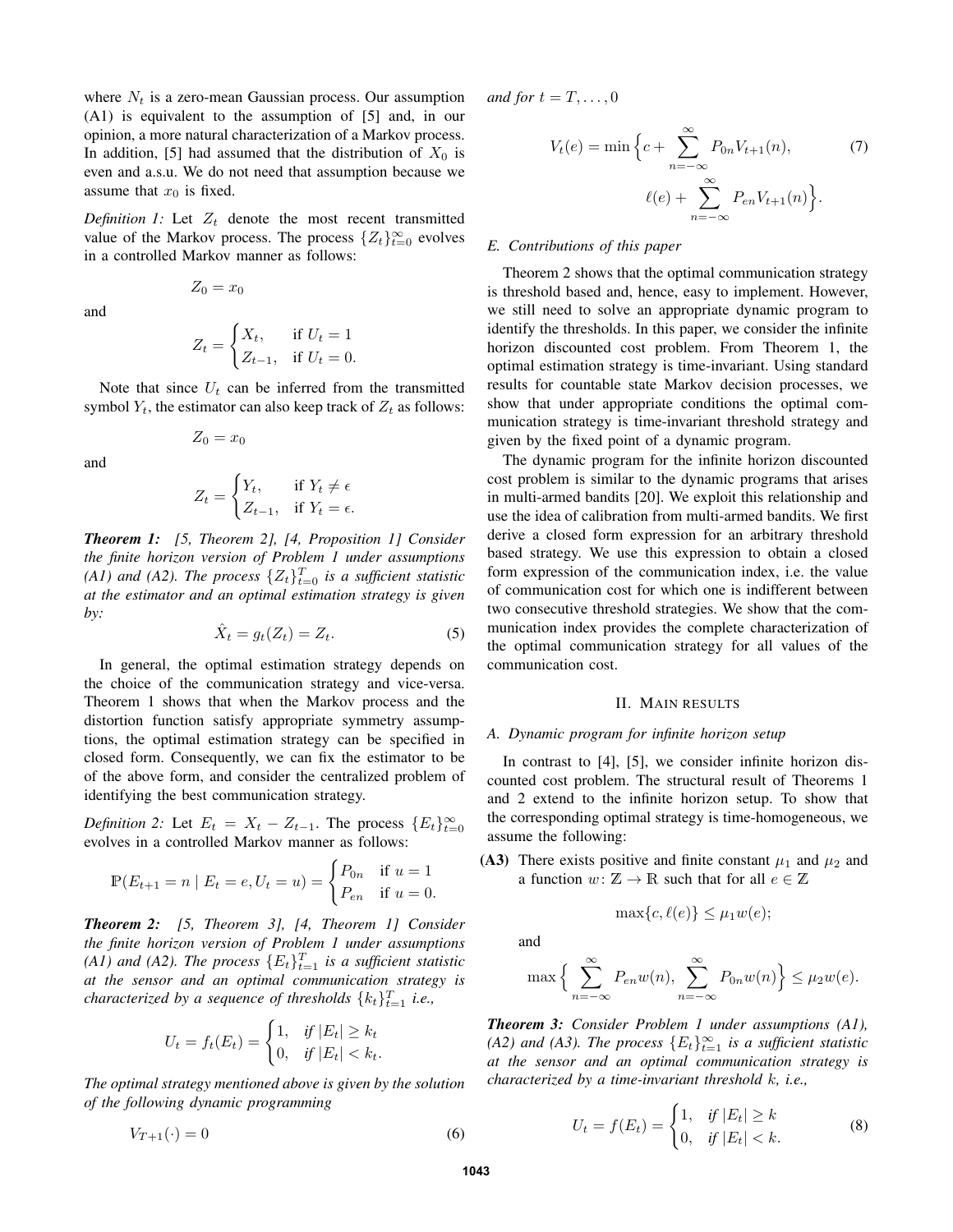where $N_t$ is a zero-mean Gaussian process. Our assumption (A1) is equivalent to the assumption of [5] and, in our opinion, a more natural characterization of a Markov process. In addition, [5] had assumed that the distribution of $X_0$ is even and a.s.u. We do not need that assumption because we assume that $x_0$ is fixed.

*Definition 1:* Let $Z_t$ denote the most recent transmitted value of the Markov process. The process $\{Z_t\}_{t=0}^{\infty}$ evolves in a controlled Markov manner as follows:

$$Z_0 = x_0$$

and

$$Z_t = \begin{cases} X_t, & \text{if } U_t = 1 \\ Z_{t-1}, & \text{if } U_t = 0. \end{cases}$$

Note that since $U_t$ can be inferred from the transmitted symbol $Y_t$, the estimator can also keep track of $Z_t$ as follows:

$$Z_0 = x_0$$

and

$$Z_t = \begin{cases} Y_t, & \text{if } Y_t \neq \epsilon \\ Z_{t-1}, & \text{if } Y_t = \epsilon. \end{cases}$$

***Theorem 1:*** *[5, Theorem 2], [4, Proposition 1] Consider the finite horizon version of Problem 1 under assumptions (A1) and (A2). The process $\{Z_t\}_{t=0}^{T}$ is a sufficient statistic at the estimator and an optimal estimation strategy is given by:*

$$\hat{X}_t = g_t(Z_t) = Z_t. \tag{5}$$

In general, the optimal estimation strategy depends on the choice of the communication strategy and vice-versa. Theorem 1 shows that when the Markov process and the distortion function satisfy appropriate symmetry assumptions, the optimal estimation strategy can be specified in closed form. Consequently, we can fix the estimator to be of the above form, and consider the centralized problem of identifying the best communication strategy.

*Definition 2:* Let $E_t = X_t - Z_{t-1}$. The process $\{E_t\}_{t=0}^{\infty}$ evolves in a controlled Markov manner as follows:

$$\mathbb{P}(E_{t+1} = n \mid E_t = e, U_t = u) = \begin{cases} P_{0n} & \text{if } u = 1 \\ P_{en} & \text{if } u = 0. \end{cases}$$

***Theorem 2:*** *[5, Theorem 3], [4, Theorem 1] Consider the finite horizon version of Problem 1 under assumptions (A1) and (A2). The process $\{E_t\}_{t=1}^{T}$ is a sufficient statistic at the sensor and an optimal communication strategy is characterized by a sequence of thresholds $\{k_t\}_{t=1}^{T}$ i.e.,*

$$U_t = f_t(E_t) = \begin{cases} 1, & \text{if } |E_t| \geq k_t \\ 0, & \text{if } |E_t| < k_t. \end{cases}$$

*The optimal strategy mentioned above is given by the solution of the following dynamic programming*

$$V_{T+1}(\cdot) = 0 \tag{6}$$

*and for $t = T, \dots, 0$*

$$V_t(e) = \min\Big\{c + \sum_{n=-\infty}^{\infty} P_{0n} V_{t+1}(n), \; \ell(e) + \sum_{n=-\infty}^{\infty} P_{en} V_{t+1}(n)\Big\}. \tag{7}$$

### E. Contributions of this paper

Theorem 2 shows that the optimal communication strategy is threshold based and, hence, easy to implement. However, we still need to solve an appropriate dynamic program to identify the thresholds. In this paper, we consider the infinite horizon discounted cost problem. From Theorem 1, the optimal estimation strategy is time-invariant. Using standard results for countable state Markov decision processes, we show that under appropriate conditions the optimal communication strategy is time-invariant threshold strategy and given by the fixed point of a dynamic program.

The dynamic program for the infinite horizon discounted cost problem is similar to the dynamic programs that arises in multi-armed bandits [20]. We exploit this relationship and use the idea of calibration from multi-armed bandits. We first derive a closed form expression for an arbitrary threshold based strategy. We use this expression to obtain a closed form expression of the communication index, i.e. the value of communication cost for which one is indifferent between two consecutive threshold strategies. We show that the communication index provides the complete characterization of the optimal communication strategy for all values of the communication cost.

## II. Main results

### A. Dynamic program for infinite horizon setup

In contrast to [4], [5], we consider infinite horizon discounted cost problem. The structural result of Theorems 1 and 2 extend to the infinite horizon setup. To show that the corresponding optimal strategy is time-homogeneous, we assume the following:

**(A3)** There exists positive and finite constant $\mu_1$ and $\mu_2$ and a function $w\colon \mathbb{Z} \to \mathbb{R}$ such that for all $e \in \mathbb{Z}$

$$\max\{c, \ell(e)\} \leq \mu_1 w(e);$$

and

$$\max\Big\{\sum_{n=-\infty}^{\infty} P_{en} w(n), \sum_{n=-\infty}^{\infty} P_{0n} w(n)\Big\} \leq \mu_2 w(e).$$

***Theorem 3:*** *Consider Problem 1 under assumptions (A1), (A2) and (A3). The process $\{E_t\}_{t=1}^{\infty}$ is a sufficient statistic at the sensor and an optimal communication strategy is characterized by a time-invariant threshold $k$, i.e.,*

$$U_t = f(E_t) = \begin{cases} 1, & \text{if } |E_t| \geq k \\ 0, & \text{if } |E_t| < k. \end{cases} \tag{8}$$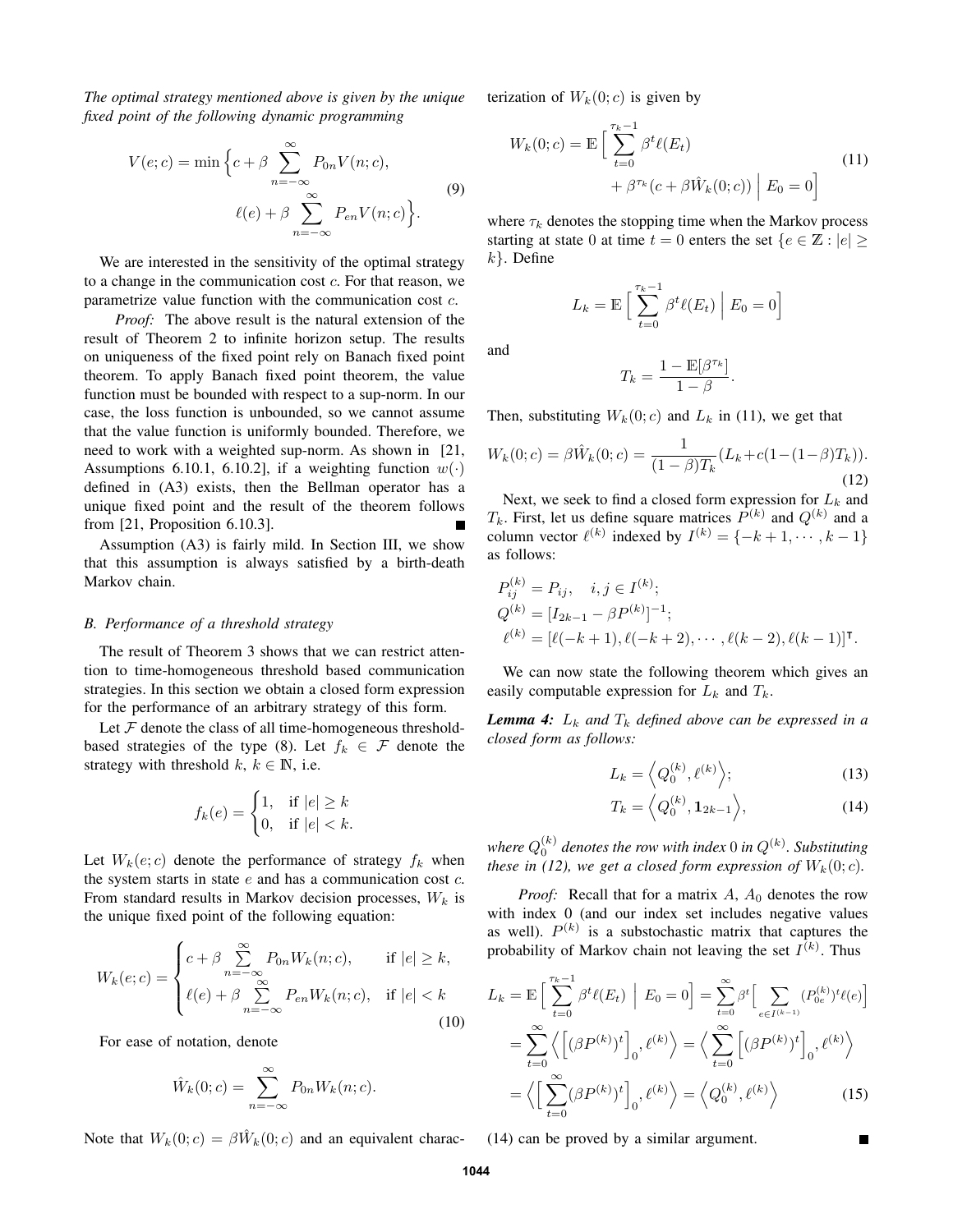*The optimal strategy mentioned above is given by the unique fixed point of the following dynamic programming*

$$V(e;c) = \min\Big\{c + \beta \sum_{n=-\infty}^{\infty} P_{0n} V(n;c), \\ \ell(e) + \beta \sum_{n=-\infty}^{\infty} P_{en} V(n;c)\Big\}. \tag{9}$$

We are interested in the sensitivity of the optimal strategy to a change in the communication cost $c$. For that reason, we parametrize value function with the communication cost $c$.

*Proof:* The above result is the natural extension of the result of Theorem 2 to infinite horizon setup. The results on uniqueness of the fixed point rely on Banach fixed point theorem. To apply Banach fixed point theorem, the value function must be bounded with respect to a sup-norm. In our case, the loss function is unbounded, so we cannot assume that the value function is uniformly bounded. Therefore, we need to work with a weighted sup-norm. As shown in [21, Assumptions 6.10.1, 6.10.2], if a weighting function $w(\cdot)$ defined in (A3) exists, then the Bellman operator has a unique fixed point and the result of the theorem follows from [21, Proposition 6.10.3]. ∎

Assumption (A3) is fairly mild. In Section III, we show that this assumption is always satisfied by a birth-death Markov chain.

### B. Performance of a threshold strategy

The result of Theorem 3 shows that we can restrict attention to time-homogeneous threshold based communication strategies. In this section we obtain a closed form expression for the performance of an arbitrary strategy of this form.

Let $\mathcal{F}$ denote the class of all time-homogeneous threshold-based strategies of the type (8). Let $f_k \in \mathcal{F}$ denote the strategy with threshold $k$, $k \in \mathbb{N}$, i.e.

$$f_k(e) = \begin{cases} 1, & \text{if } |e| \geq k \\ 0, & \text{if } |e| < k. \end{cases}$$

Let $W_k(e;c)$ denote the performance of strategy $f_k$ when the system starts in state $e$ and has a communication cost $c$. From standard results in Markov decision processes, $W_k$ is the unique fixed point of the following equation:

$$W_k(e;c) = \begin{cases} c + \beta \sum\limits_{n=-\infty}^{\infty} P_{0n} W_k(n;c), & \text{if } |e| \geq k, \\ \ell(e) + \beta \sum\limits_{n=-\infty}^{\infty} P_{en} W_k(n;c), & \text{if } |e| < k \end{cases} \tag{10}$$

For ease of notation, denote

$$\hat{W}_k(0;c) = \sum_{n=-\infty}^{\infty} P_{0n} W_k(n;c).$$

Note that $W_k(0;c) = \beta \hat{W}_k(0;c)$ and an equivalent characterization of $W_k(0;c)$ is given by

$$W_k(0;c) = \mathbb{E}\Big[\sum_{t=0}^{\tau_k - 1} \beta^t \ell(E_t) \\ + \beta^{\tau_k}(c + \beta \hat{W}_k(0;c)) \Bigm| E_0 = 0\Big] \tag{11}$$

where $\tau_k$ denotes the stopping time when the Markov process starting at state 0 at time $t = 0$ enters the set $\{e \in \mathbb{Z} : |e| \geq k\}$. Define

$$L_k = \mathbb{E}\Big[\sum_{t=0}^{\tau_k - 1} \beta^t \ell(E_t) \Bigm| E_0 = 0\Big]$$

and

$$T_k = \frac{1 - \mathbb{E}[\beta^{\tau_k}]}{1 - \beta}.$$

Then, substituting $W_k(0;c)$ and $L_k$ in (11), we get that

$$W_k(0;c) = \beta \hat{W}_k(0;c) = \frac{1}{(1-\beta)T_k}(L_k + c(1 - (1-\beta)T_k)). \tag{12}$$

Next, we seek to find a closed form expression for $L_k$ and $T_k$. First, let us define square matrices $P^{(k)}$ and $Q^{(k)}$ and a column vector $\ell^{(k)}$ indexed by $I^{(k)} = \{-k+1, \cdots, k-1\}$ as follows:

$$P^{(k)}_{ij} = P_{ij}, \quad i,j \in I^{(k)};$$
$$Q^{(k)} = [I_{2k-1} - \beta P^{(k)}]^{-1};$$
$$\ell^{(k)} = [\ell(-k+1), \ell(-k+2), \cdots, \ell(k-2), \ell(k-1)]^\intercal.$$

We can now state the following theorem which gives an easily computable expression for $L_k$ and $T_k$.

***Lemma 4:*** *$L_k$ and $T_k$ defined above can be expressed in a closed form as follows:*

$$L_k = \Big\langle Q^{(k)}_0, \ell^{(k)} \Big\rangle; \tag{13}$$

$$T_k = \Big\langle Q^{(k)}_0, \mathbf{1}_{2k-1} \Big\rangle, \tag{14}$$

*where $Q^{(k)}_0$ denotes the row with index 0 in $Q^{(k)}$. Substituting these in (12), we get a closed form expression of $W_k(0;c)$.*

*Proof:* Recall that for a matrix $A$, $A_0$ denotes the row with index 0 (and our index set includes negative values as well). $P^{(k)}$ is a substochastic matrix that captures the probability of Markov chain not leaving the set $I^{(k)}$. Thus

$$L_k = \mathbb{E}\Big[\sum_{t=0}^{\tau_k - 1} \beta^t \ell(E_t) \Bigm| E_0 = 0\Big] = \sum_{t=0}^{\infty} \beta^t \Big[\sum_{e \in I^{(k-1)}} (P^{(k)}_{0e})^t \ell(e)\Big]$$
$$= \sum_{t=0}^{\infty} \Big\langle \Big[(\beta P^{(k)})^t\Big]_0, \ell^{(k)} \Big\rangle = \Big\langle \sum_{t=0}^{\infty} \Big[(\beta P^{(k)})^t\Big]_0, \ell^{(k)} \Big\rangle$$
$$= \Big\langle \Big[\sum_{t=0}^{\infty} (\beta P^{(k)})^t\Big]_0, \ell^{(k)} \Big\rangle = \Big\langle Q^{(k)}_0, \ell^{(k)} \Big\rangle \tag{15}$$

(14) can be proved by a similar argument. ∎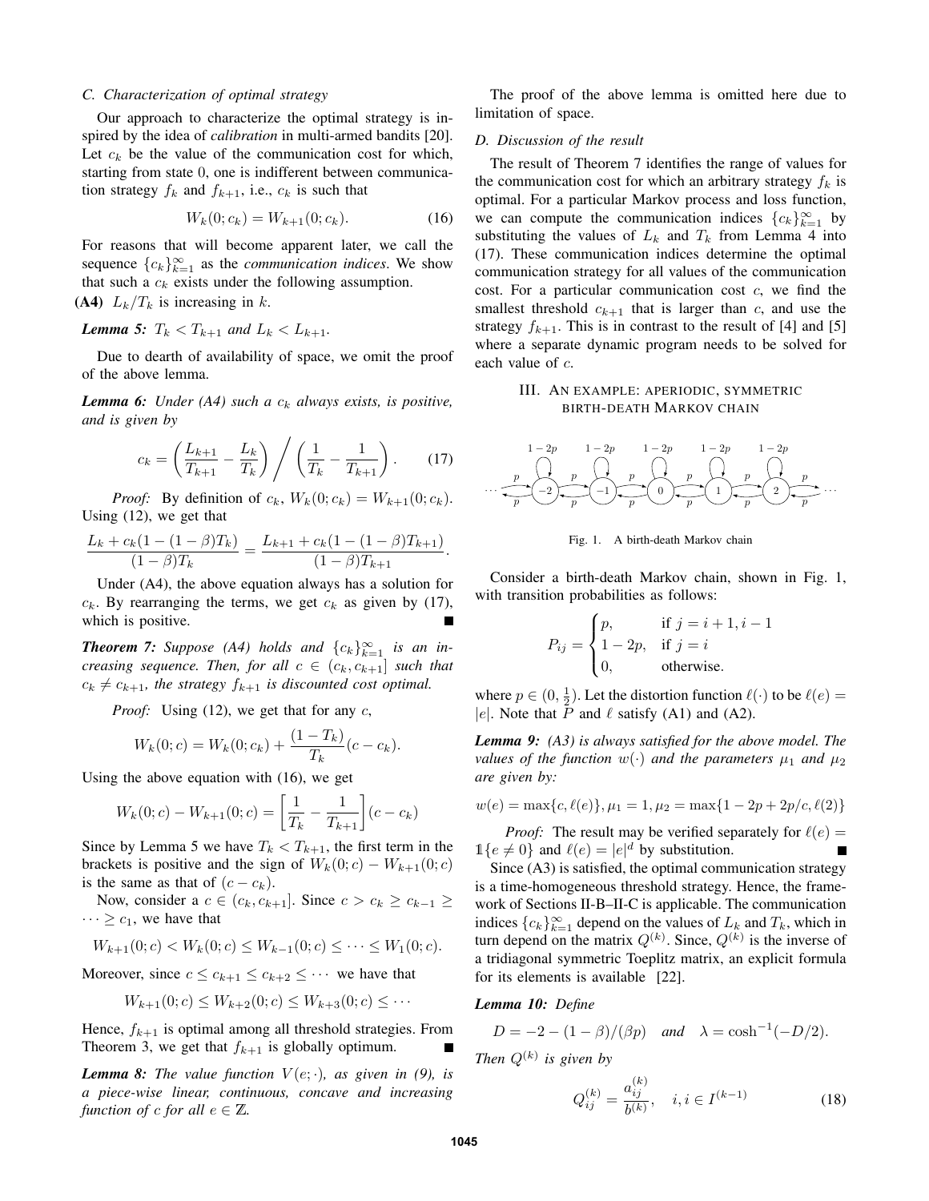### C. Characterization of optimal strategy

Our approach to characterize the optimal strategy is inspired by the idea of *calibration* in multi-armed bandits [20]. Let $c_k$ be the value of the communication cost for which, starting from state 0, one is indifferent between communication strategy $f_k$ and $f_{k+1}$, i.e., $c_k$ is such that

$$W_k(0; c_k) = W_{k+1}(0; c_k). \tag{16}$$

For reasons that will become apparent later, we call the sequence $\{c_k\}_{k=1}^{\infty}$ as the *communication indices*. We show that such a $c_k$ exists under the following assumption.

**(A4)** $L_k/T_k$ is increasing in $k$.

***Lemma 5:*** *$T_k < T_{k+1}$ and $L_k < L_{k+1}$.*

Due to dearth of availability of space, we omit the proof of the above lemma.

***Lemma 6:*** *Under (A4) such a $c_k$ always exists, is positive, and is given by*

$$c_k = \left(\frac{L_{k+1}}{T_{k+1}} - \frac{L_k}{T_k}\right) \bigg/ \left(\frac{1}{T_k} - \frac{1}{T_{k+1}}\right). \tag{17}$$

*Proof:* By definition of $c_k$, $W_k(0; c_k) = W_{k+1}(0; c_k)$. Using (12), we get that

$$\frac{L_k + c_k(1-(1-\beta)T_k)}{(1-\beta)T_k} = \frac{L_{k+1} + c_k(1-(1-\beta)T_{k+1})}{(1-\beta)T_{k+1}}.$$

Under (A4), the above equation always has a solution for $c_k$. By rearranging the terms, we get $c_k$ as given by (17), which is positive. ∎

***Theorem 7:*** *Suppose (A4) holds and $\{c_k\}_{k=1}^{\infty}$ is an increasing sequence. Then, for all $c \in (c_k, c_{k+1}]$ such that $c_k \neq c_{k+1}$, the strategy $f_{k+1}$ is discounted cost optimal.*

*Proof:* Using (12), we get that for any $c$,

$$W_k(0; c) = W_k(0; c_k) + \frac{(1-T_k)}{T_k}(c - c_k).$$

Using the above equation with (16), we get

$$W_k(0; c) - W_{k+1}(0; c) = \left[\frac{1}{T_k} - \frac{1}{T_{k+1}}\right](c - c_k)$$

Since by Lemma 5 we have $T_k < T_{k+1}$, the first term in the brackets is positive and the sign of $W_k(0; c) - W_{k+1}(0; c)$ is the same as that of $(c - c_k)$.

Now, consider a $c \in (c_k, c_{k+1}]$. Since $c > c_k \geq c_{k-1} \geq \cdots \geq c_1$, we have that

$$W_{k+1}(0; c) < W_k(0; c) \leq W_{k-1}(0; c) \leq \cdots \leq W_1(0; c).$$

Moreover, since $c \leq c_{k+1} \leq c_{k+2} \leq \cdots$ we have that

$$W_{k+1}(0; c) \leq W_{k+2}(0; c) \leq W_{k+3}(0; c) \leq \cdots$$

Hence, $f_{k+1}$ is optimal among all threshold strategies. From Theorem 3, we get that $f_{k+1}$ is globally optimum. ∎

***Lemma 8:*** *The value function $V(e; \cdot)$, as given in (9), is a piece-wise linear, continuous, concave and increasing function of $c$ for all $e \in \mathbb{Z}$.*

The proof of the above lemma is omitted here due to limitation of space.

### D. Discussion of the result

The result of Theorem 7 identifies the range of values for the communication cost for which an arbitrary strategy $f_k$ is optimal. For a particular Markov process and loss function, we can compute the communication indices $\{c_k\}_{k=1}^{\infty}$ by substituting the values of $L_k$ and $T_k$ from Lemma 4 into (17). These communication indices determine the optimal communication strategy for all values of the communication cost. For a particular communication cost $c$, we find the smallest threshold $c_{k+1}$ that is larger than $c$, and use the strategy $f_{k+1}$. This is in contrast to the result of [4] and [5] where a separate dynamic program needs to be solved for each value of $c$.

## III. An example: aperiodic, symmetric birth-death Markov chain

Fig. 1. A birth-death Markov chain

Consider a birth-death Markov chain, shown in Fig. 1, with transition probabilities as follows:

$$P_{ij} = \begin{cases} p, & \text{if } j = i+1, i-1 \\ 1-2p, & \text{if } j = i \\ 0, & \text{otherwise.} \end{cases}$$

where $p \in (0, \frac{1}{2})$. Let the distortion function $\ell(\cdot)$ to be $\ell(e) = |e|$. Note that $P$ and $\ell$ satisfy (A1) and (A2).

***Lemma 9:*** *(A3) is always satisfied for the above model. The values of the function $w(\cdot)$ and the parameters $\mu_1$ and $\mu_2$ are given by:*

$$w(e) = \max\{c, \ell(e)\}, \mu_1 = 1, \mu_2 = \max\{1 - 2p + 2p/c, \ell(2)\}$$

*Proof:* The result may be verified separately for $\ell(e) = \mathbb{1}\{e \neq 0\}$ and $\ell(e) = |e|^d$ by substitution. ∎

Since (A3) is satisfied, the optimal communication strategy is a time-homogeneous threshold strategy. Hence, the framework of Sections II-B–II-C is applicable. The communication indices $\{c_k\}_{k=1}^{\infty}$ depend on the values of $L_k$ and $T_k$, which in turn depend on the matrix $Q^{(k)}$. Since, $Q^{(k)}$ is the inverse of a tridiagonal symmetric Toeplitz matrix, an explicit formula for its elements is available [22].

***Lemma 10:*** *Define*

$$D = -2 - (1-\beta)/(\beta p) \quad \textit{and} \quad \lambda = \cosh^{-1}(-D/2).$$

*Then $Q^{(k)}$ is given by*

$$Q_{ij}^{(k)} = \frac{a_{ij}^{(k)}}{b^{(k)}}, \quad i, i \in I^{(k-1)} \tag{18}$$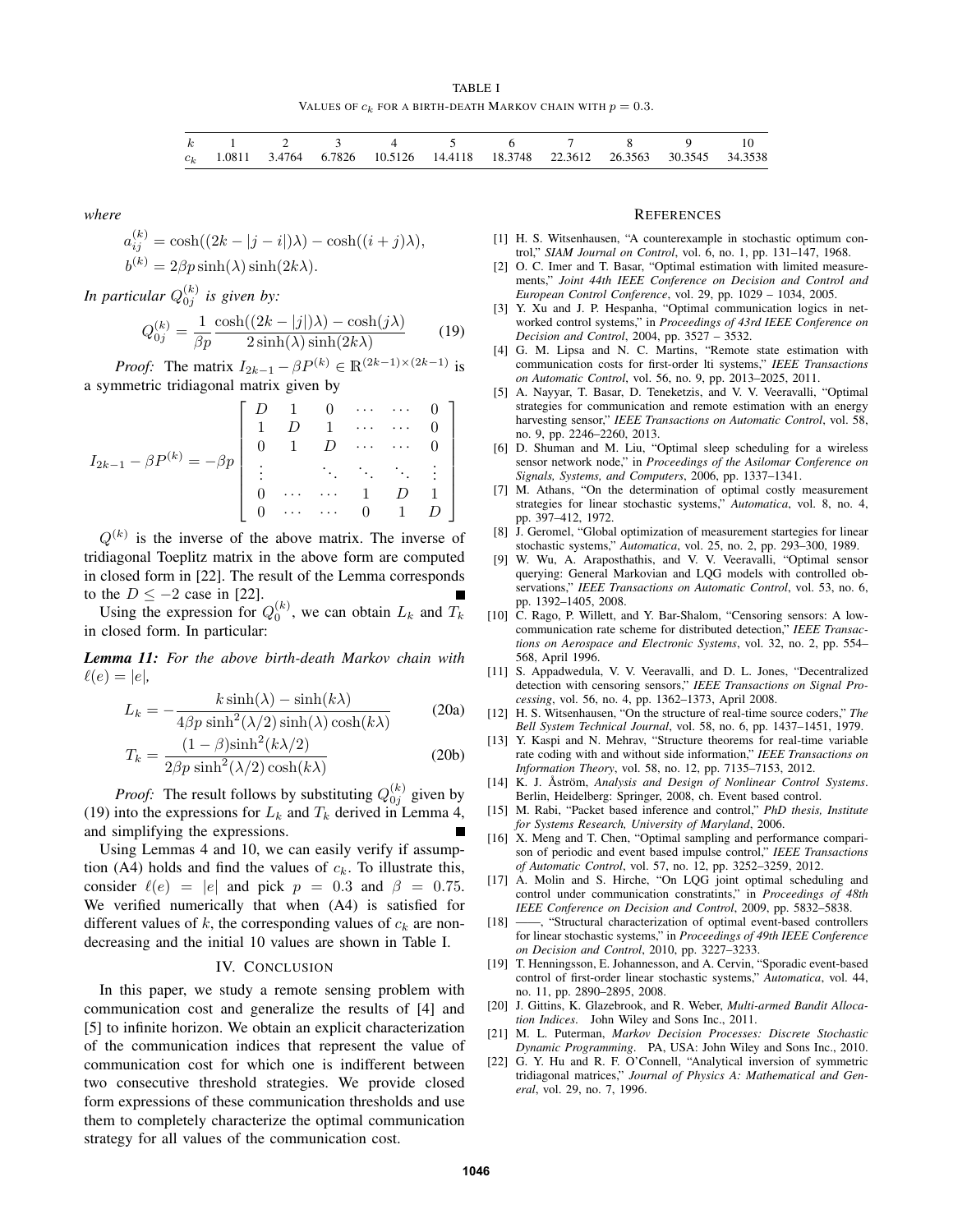TABLE I

VALUES OF $c_k$ FOR A BIRTH-DEATH MARKOV CHAIN WITH $p = 0.3$.

| $k$ | 1 | 2 | 3 | 4 | 5 | 6 | 7 | 8 | 9 | 10 |
|---|---|---|---|---|---|---|---|---|---|---|
| $c_k$ | 1.0811 | 3.4764 | 6.7826 | 10.5126 | 14.4118 | 18.3748 | 22.3612 | 26.3563 | 30.3545 | 34.3538 |

*where*

$$a_{ij}^{(k)} = \cosh((2k - |j - i|)\lambda) - \cosh((i + j)\lambda),$$
$$b^{(k)} = 2\beta p \sinh(\lambda)\sinh(2k\lambda).$$

*In particular $Q_{0j}^{(k)}$ is given by:*

$$Q_{0j}^{(k)} = \frac{1}{\beta p} \frac{\cosh((2k - |j|)\lambda) - \cosh(j\lambda)}{2\sinh(\lambda)\sinh(2k\lambda)} \tag{19}$$

*Proof:* The matrix $I_{2k-1} - \beta P^{(k)} \in \mathbb{R}^{(2k-1)\times(2k-1)}$ is a symmetric tridiagonal matrix given by

$$I_{2k-1} - \beta P^{(k)} = -\beta p \begin{bmatrix} D & 1 & 0 & \cdots & \cdots & 0 \\ 1 & D & 1 & \cdots & \cdots & 0 \\ 0 & 1 & D & \cdots & \cdots & 0 \\ \vdots & & \ddots & \ddots & \ddots & \vdots \\ 0 & \cdots & \cdots & 1 & D & 1 \\ 0 & \cdots & \cdots & 0 & 1 & D \end{bmatrix}$$

$Q^{(k)}$ is the inverse of the above matrix. The inverse of tridiagonal Toeplitz matrix in the above form are computed in closed form in [22]. The result of the Lemma corresponds to the $D \le -2$ case in [22]. ∎

Using the expression for $Q_0^{(k)}$, we can obtain $L_k$ and $T_k$ in closed form. In particular:

***Lemma 11:*** *For the above birth-death Markov chain with $\ell(e) = |e|$,*

$$L_k = -\frac{k\sinh(\lambda) - \sinh(k\lambda)}{4\beta p \sinh^2(\lambda/2)\sinh(\lambda)\cosh(k\lambda)} \tag{20a}$$

$$T_k = \frac{(1-\beta)\sinh^2(k\lambda/2)}{2\beta p \sinh^2(\lambda/2)\cosh(k\lambda)} \tag{20b}$$

*Proof:* The result follows by substituting $Q_{0j}^{(k)}$ given by (19) into the expressions for $L_k$ and $T_k$ derived in Lemma 4, and simplifying the expressions. ∎

Using Lemmas 4 and 10, we can easily verify if assumption (A4) holds and find the values of $c_k$. To illustrate this, consider $\ell(e) = |e|$ and pick $p = 0.3$ and $\beta = 0.75$. We verified numerically that when (A4) is satisfied for different values of $k$, the corresponding values of $c_k$ are non-decreasing and the initial 10 values are shown in Table I.

## IV. CONCLUSION

In this paper, we study a remote sensing problem with communication cost and generalize the results of [4] and [5] to infinite horizon. We obtain an explicit characterization of the communication indices that represent the value of communication cost for which one is indifferent between two consecutive threshold strategies. We provide closed form expressions of these communication thresholds and use them to completely characterize the optimal communication strategy for all values of the communication cost.

## REFERENCES

[1] H. S. Witsenhausen, "A counterexample in stochastic optimum control," *SIAM Journal on Control*, vol. 6, no. 1, pp. 131–147, 1968.

[2] O. C. Imer and T. Basar, "Optimal estimation with limited measurements," *Joint 44th IEEE Conference on Decision and Control and European Control Conference*, vol. 29, pp. 1029 – 1034, 2005.

[3] Y. Xu and J. P. Hespanha, "Optimal communication logics in networked control systems," in *Proceedings of 43rd IEEE Conference on Decision and Control*, 2004, pp. 3527 – 3532.

[4] G. M. Lipsa and N. C. Martins, "Remote state estimation with communication costs for first-order lti systems," *IEEE Transactions on Automatic Control*, vol. 56, no. 9, pp. 2013–2025, 2011.

[5] A. Nayyar, T. Basar, D. Teneketzis, and V. V. Veeravalli, "Optimal strategies for communication and remote estimation with an energy harvesting sensor," *IEEE Transactions on Automatic Control*, vol. 58, no. 9, pp. 2246–2260, 2013.

[6] D. Shuman and M. Liu, "Optimal sleep scheduling for a wireless sensor network node," in *Proceedings of the Asilomar Conference on Signals, Systems, and Computers*, 2006, pp. 1337–1341.

[7] M. Athans, "On the determination of optimal costly measurement strategies for linear stochastic systems," *Automatica*, vol. 8, no. 4, pp. 397–412, 1972.

[8] J. Geromel, "Global optimization of measurement startegies for linear stochastic systems," *Automatica*, vol. 25, no. 2, pp. 293–300, 1989.

[9] W. Wu, A. Araposthathis, and V. V. Veeravalli, "Optimal sensor querying: General Markovian and LQG models with controlled observations," *IEEE Transactions on Automatic Control*, vol. 53, no. 6, pp. 1392–1405, 2008.

[10] C. Rago, P. Willett, and Y. Bar-Shalom, "Censoring sensors: A low-communication rate scheme for distributed detection," *IEEE Transactions on Aerospace and Electronic Systems*, vol. 32, no. 2, pp. 554–568, April 1996.

[11] S. Appadwedula, V. V. Veeravalli, and D. L. Jones, "Decentralized detection with censoring sensors," *IEEE Transactions on Signal Processing*, vol. 56, no. 4, pp. 1362–1373, April 2008.

[12] H. S. Witsenhausen, "On the structure of real-time source coders," *The Bell System Technical Journal*, vol. 58, no. 6, pp. 1437–1451, 1979.

[13] Y. Kaspi and N. Mehrav, "Structure theorems for real-time variable rate coding with and without side information," *IEEE Transactions on Information Theory*, vol. 58, no. 12, pp. 7135–7153, 2012.

[14] K. J. Åström, *Analysis and Design of Nonlinear Control Systems*. Berlin, Heidelberg: Springer, 2008, ch. Event based control.

[15] M. Rabi, "Packet based inference and control," *PhD thesis, Institute for Systems Research, University of Maryland*, 2006.

[16] X. Meng and T. Chen, "Optimal sampling and performance comparison of periodic and event based impulse control," *IEEE Transactions of Automatic Control*, vol. 57, no. 12, pp. 3252–3259, 2012.

[17] A. Molin and S. Hirche, "On LQG joint optimal scheduling and control under communication constraints," in *Proceedings of 48th IEEE Conference on Decision and Control*, 2009, pp. 5832–5838.

[18] ——, "Structural characterization of optimal event-based controllers for linear stochastic systems," in *Proceedings of 49th IEEE Conference on Decision and Control*, 2010, pp. 3227–3233.

[19] T. Henningsson, E. Johannesson, and A. Cervin, "Sporadic event-based control of first-order linear stochastic systems," *Automatica*, vol. 44, no. 11, pp. 2890–2895, 2008.

[20] J. Gittins, K. Glazebrook, and R. Weber, *Multi-armed Bandit Allocation Indices*. John Wiley and Sons Inc., 2011.

[21] M. L. Puterman, *Markov Decision Processes: Discrete Stochastic Dynamic Programming*. PA, USA: John Wiley and Sons Inc., 2010.

[22] G. Y. Hu and R. F. O'Connell, "Analytical inversion of symmetric tridiagonal matrices," *Journal of Physics A: Mathematical and General*, vol. 29, no. 7, 1996.